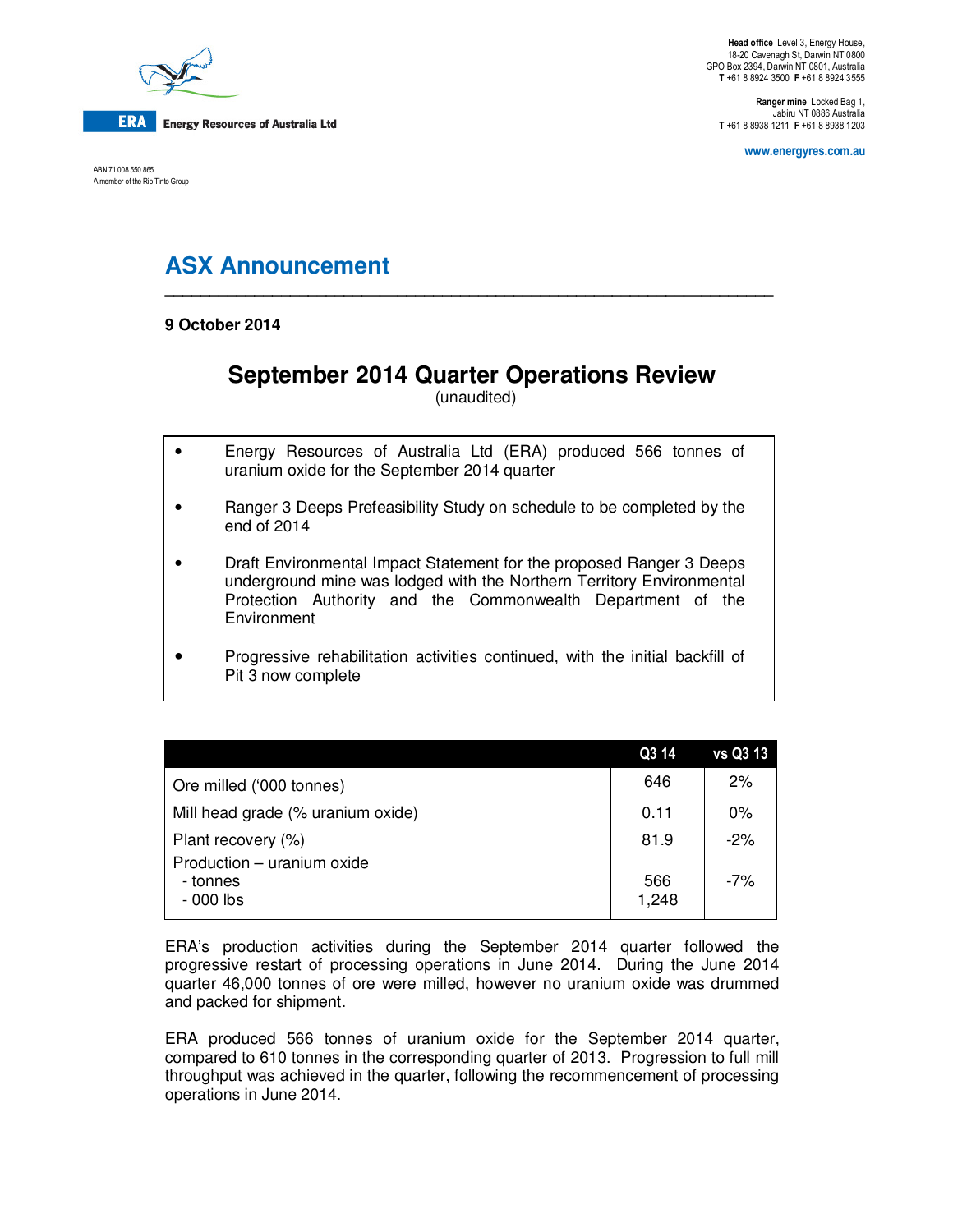**ERA** Energy Resources of Australia Ltd

ABN 71 008 550 865
A member of the Rio Tinto Group

**Head office** Level 3, Energy House,
18-20 Cavenagh St, Darwin NT 0800
GPO Box 2394, Darwin NT 0801, Australia
**T** +61 8 8924 3500 **F** +61 8 8924 3555

**Ranger mine** Locked Bag 1,
Jabiru NT 0886 Australia
**T** +61 8 8938 1211 **F** +61 8 8938 1203

www.energyres.com.au

# ASX Announcement

**9 October 2014**

## September 2014 Quarter Operations Review

(unaudited)

- Energy Resources of Australia Ltd (ERA) produced 566 tonnes of uranium oxide for the September 2014 quarter
- Ranger 3 Deeps Prefeasibility Study on schedule to be completed by the end of 2014
- Draft Environmental Impact Statement for the proposed Ranger 3 Deeps underground mine was lodged with the Northern Territory Environmental Protection Authority and the Commonwealth Department of the Environment
- Progressive rehabilitation activities continued, with the initial backfill of Pit 3 now complete

| | Q3 14 | vs Q3 13 |
|---|---|---|
| Ore milled ('000 tonnes) | 646 | 2% |
| Mill head grade (% uranium oxide) | 0.11 | 0% |
| Plant recovery (%) | 81.9 | -2% |
| Production – uranium oxide<br>- tonnes<br>- 000 lbs | <br>566<br>1,248 | <br>-7% |

ERA's production activities during the September 2014 quarter followed the progressive restart of processing operations in June 2014. During the June 2014 quarter 46,000 tonnes of ore were milled, however no uranium oxide was drummed and packed for shipment.

ERA produced 566 tonnes of uranium oxide for the September 2014 quarter, compared to 610 tonnes in the corresponding quarter of 2013. Progression to full mill throughput was achieved in the quarter, following the recommencement of processing operations in June 2014.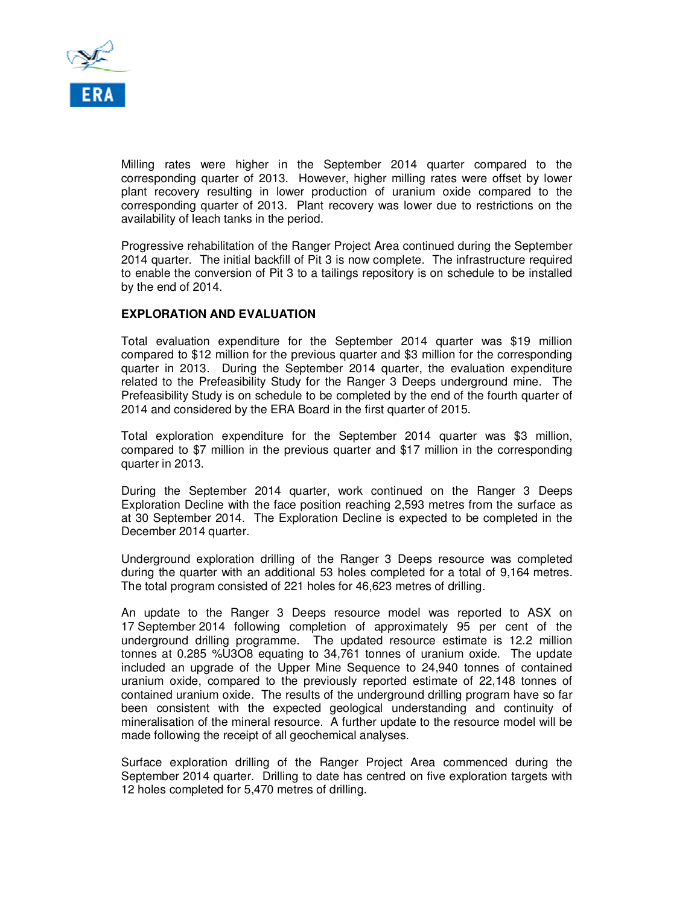Milling rates were higher in the September 2014 quarter compared to the corresponding quarter of 2013. However, higher milling rates were offset by lower plant recovery resulting in lower production of uranium oxide compared to the corresponding quarter of 2013. Plant recovery was lower due to restrictions on the availability of leach tanks in the period.

Progressive rehabilitation of the Ranger Project Area continued during the September 2014 quarter. The initial backfill of Pit 3 is now complete. The infrastructure required to enable the conversion of Pit 3 to a tailings repository is on schedule to be installed by the end of 2014.

**EXPLORATION AND EVALUATION**

Total evaluation expenditure for the September 2014 quarter was $19 million compared to $12 million for the previous quarter and $3 million for the corresponding quarter in 2013. During the September 2014 quarter, the evaluation expenditure related to the Prefeasibility Study for the Ranger 3 Deeps underground mine. The Prefeasibility Study is on schedule to be completed by the end of the fourth quarter of 2014 and considered by the ERA Board in the first quarter of 2015.

Total exploration expenditure for the September 2014 quarter was $3 million, compared to $7 million in the previous quarter and $17 million in the corresponding quarter in 2013.

During the September 2014 quarter, work continued on the Ranger 3 Deeps Exploration Decline with the face position reaching 2,593 metres from the surface as at 30 September 2014. The Exploration Decline is expected to be completed in the December 2014 quarter.

Underground exploration drilling of the Ranger 3 Deeps resource was completed during the quarter with an additional 53 holes completed for a total of 9,164 metres. The total program consisted of 221 holes for 46,623 metres of drilling.

An update to the Ranger 3 Deeps resource model was reported to ASX on 17 September 2014 following completion of approximately 95 per cent of the underground drilling programme. The updated resource estimate is 12.2 million tonnes at 0.285 %$U_3O_8$ equating to 34,761 tonnes of uranium oxide. The update included an upgrade of the Upper Mine Sequence to 24,940 tonnes of contained uranium oxide, compared to the previously reported estimate of 22,148 tonnes of contained uranium oxide. The results of the underground drilling program have so far been consistent with the expected geological understanding and continuity of mineralisation of the mineral resource. A further update to the resource model will be made following the receipt of all geochemical analyses.

Surface exploration drilling of the Ranger Project Area commenced during the September 2014 quarter. Drilling to date has centred on five exploration targets with 12 holes completed for 5,470 metres of drilling.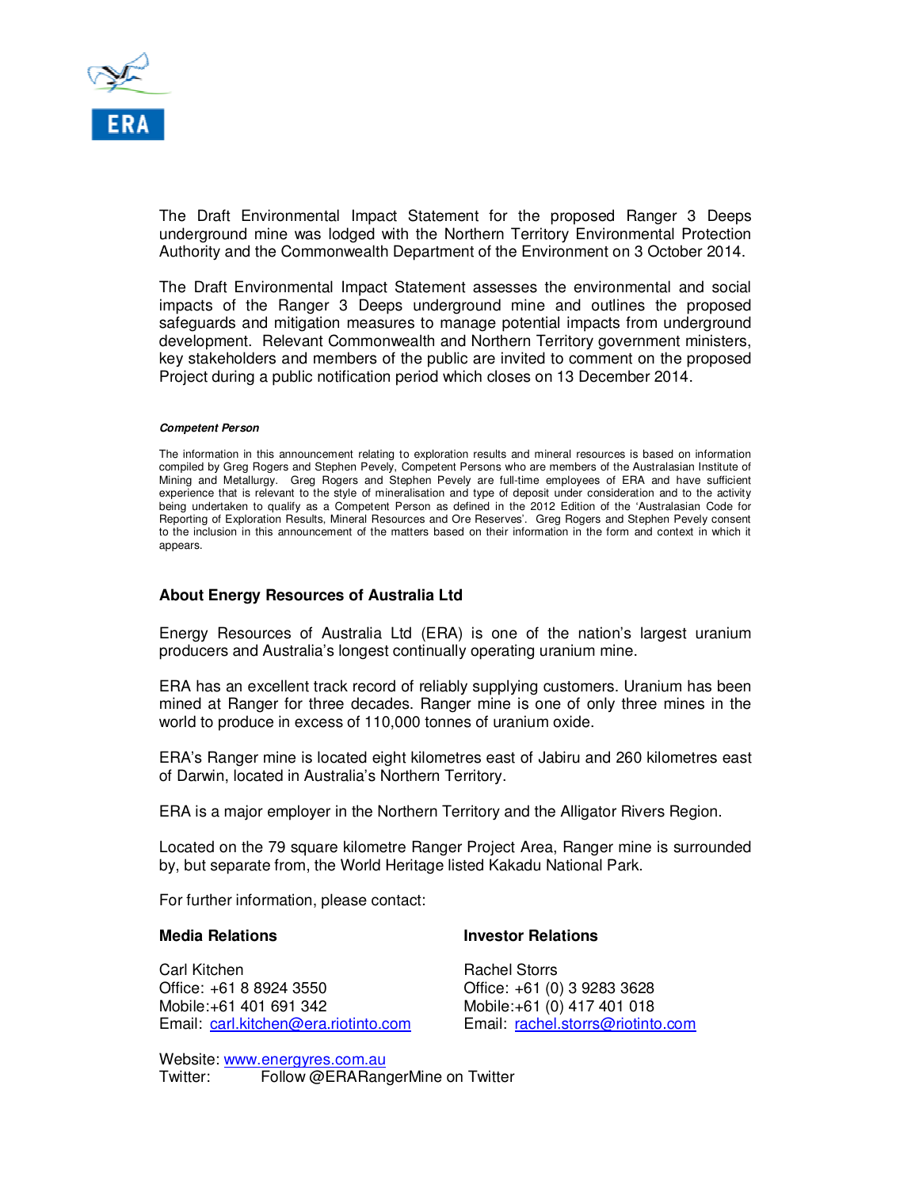ERA

The Draft Environmental Impact Statement for the proposed Ranger 3 Deeps underground mine was lodged with the Northern Territory Environmental Protection Authority and the Commonwealth Department of the Environment on 3 October 2014.

The Draft Environmental Impact Statement assesses the environmental and social impacts of the Ranger 3 Deeps underground mine and outlines the proposed safeguards and mitigation measures to manage potential impacts from underground development. Relevant Commonwealth and Northern Territory government ministers, key stakeholders and members of the public are invited to comment on the proposed Project during a public notification period which closes on 13 December 2014.

***Competent Person***

The information in this announcement relating to exploration results and mineral resources is based on information compiled by Greg Rogers and Stephen Pevely, Competent Persons who are members of the Australasian Institute of Mining and Metallurgy. Greg Rogers and Stephen Pevely are full-time employees of ERA and have sufficient experience that is relevant to the style of mineralisation and type of deposit under consideration and to the activity being undertaken to qualify as a Competent Person as defined in the 2012 Edition of the 'Australasian Code for Reporting of Exploration Results, Mineral Resources and Ore Reserves'. Greg Rogers and Stephen Pevely consent to the inclusion in this announcement of the matters based on their information in the form and context in which it appears.

## About Energy Resources of Australia Ltd

Energy Resources of Australia Ltd (ERA) is one of the nation's largest uranium producers and Australia's longest continually operating uranium mine.

ERA has an excellent track record of reliably supplying customers. Uranium has been mined at Ranger for three decades. Ranger mine is one of only three mines in the world to produce in excess of 110,000 tonnes of uranium oxide.

ERA's Ranger mine is located eight kilometres east of Jabiru and 260 kilometres east of Darwin, located in Australia's Northern Territory.

ERA is a major employer in the Northern Territory and the Alligator Rivers Region.

Located on the 79 square kilometre Ranger Project Area, Ranger mine is surrounded by, but separate from, the World Heritage listed Kakadu National Park.

For further information, please contact:

**Media Relations**

Carl Kitchen
Office: +61 8 8924 3550
Mobile:+61 401 691 342
Email: carl.kitchen@era.riotinto.com

**Investor Relations**

Rachel Storrs
Office: +61 (0) 3 9283 3628
Mobile:+61 (0) 417 401 018
Email: rachel.storrs@riotinto.com

Website: www.energyres.com.au
Twitter: Follow @ERARangerMine on Twitter